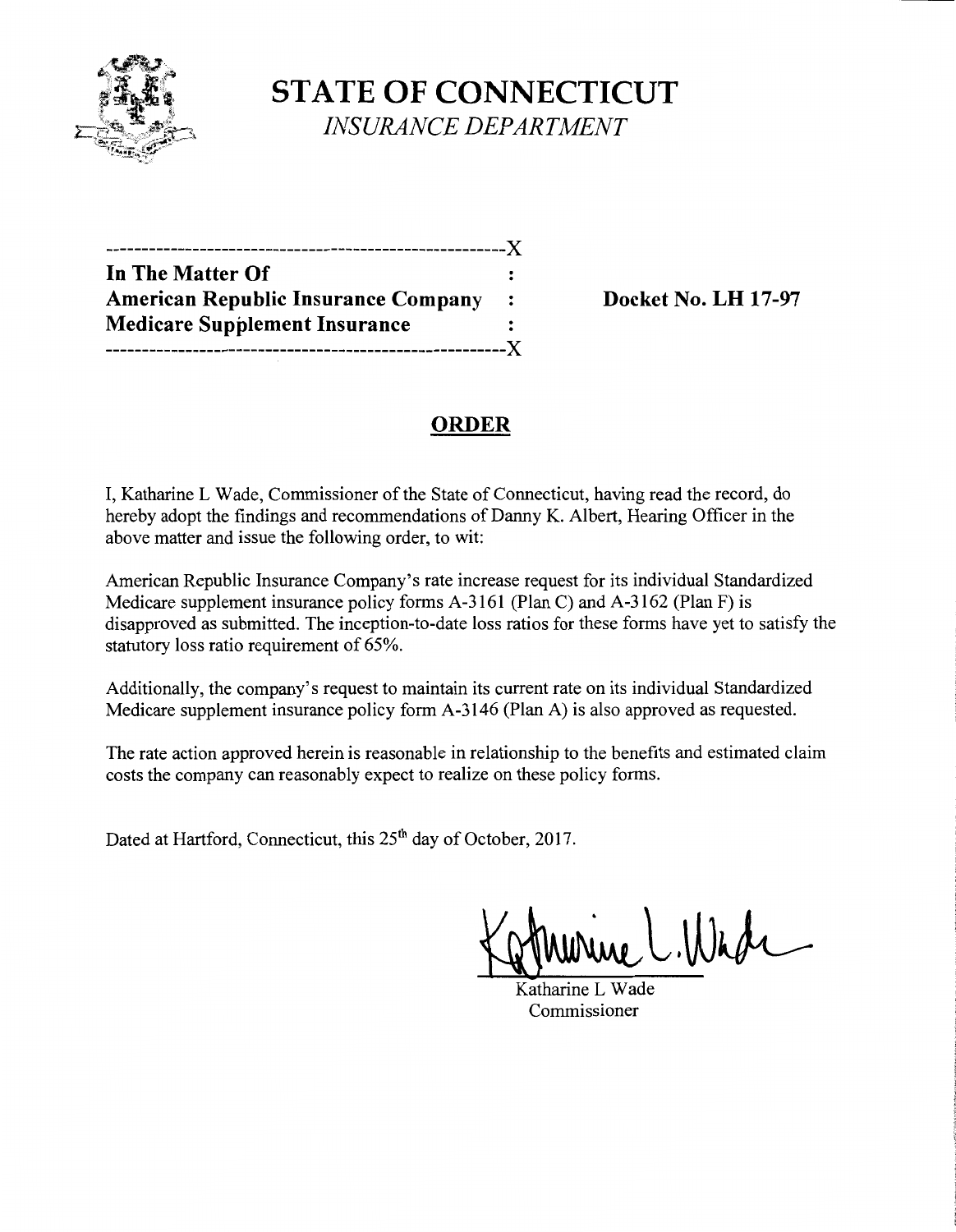# STATE OF CONNECTICUT

*INSURANCE DEPARTMENT*

---------------------------------------------------------X
**In The Matter Of** :
**American Republic Insurance Company** :
**Medicare Supplement Insurance** :
---------------------------------------------------------X

**Docket No. LH 17-97**

## ORDER

I, Katharine L Wade, Commissioner of the State of Connecticut, having read the record, do hereby adopt the findings and recommendations of Danny K. Albert, Hearing Officer in the above matter and issue the following order, to wit:

American Republic Insurance Company's rate increase request for its individual Standardized Medicare supplement insurance policy forms A-3161 (Plan C) and A-3162 (Plan F) is disapproved as submitted. The inception-to-date loss ratios for these forms have yet to satisfy the statutory loss ratio requirement of 65%.

Additionally, the company's request to maintain its current rate on its individual Standardized Medicare supplement insurance policy form A-3146 (Plan A) is also approved as requested.

The rate action approved herein is reasonable in relationship to the benefits and estimated claim costs the company can reasonably expect to realize on these policy forms.

Dated at Hartford, Connecticut, this 25th day of October, 2017.

Katharine L Wade
Commissioner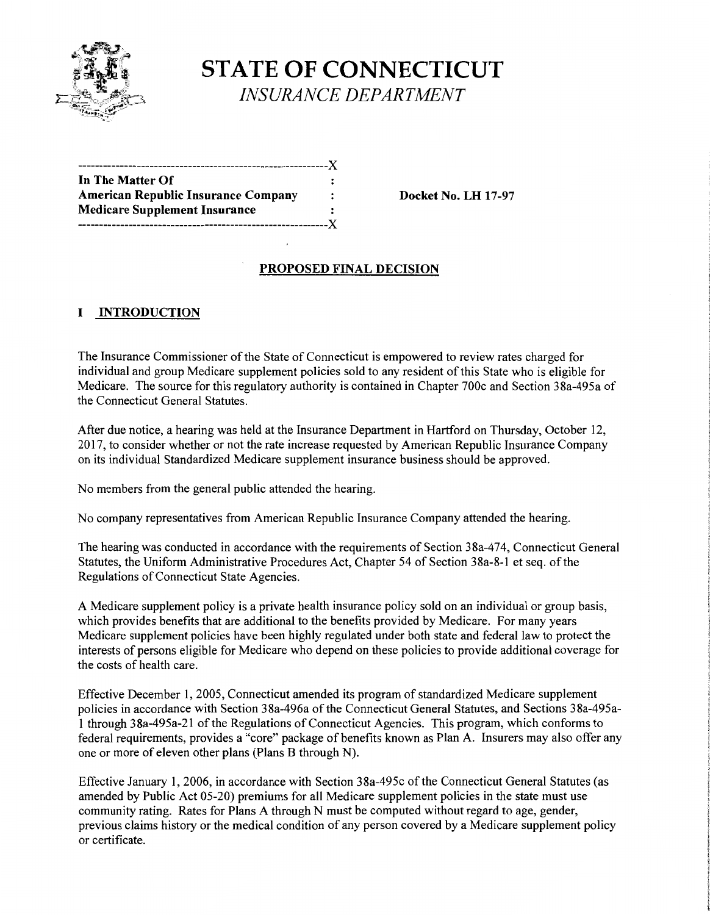# STATE OF CONNECTICUT

*INSURANCE DEPARTMENT*

```
------------------------------------------------------------X
In The Matter Of                                            :
American Republic Insurance Company                         :
Medicare Supplement Insurance                               :
------------------------------------------------------------X
```

**In The Matter Of**
**American Republic Insurance Company**
**Medicare Supplement Insurance**

**Docket No. LH 17-97**

## PROPOSED FINAL DECISION

## I INTRODUCTION

The Insurance Commissioner of the State of Connecticut is empowered to review rates charged for individual and group Medicare supplement policies sold to any resident of this State who is eligible for Medicare. The source for this regulatory authority is contained in Chapter 700c and Section 38a-495a of the Connecticut General Statutes.

After due notice, a hearing was held at the Insurance Department in Hartford on Thursday, October 12, 2017, to consider whether or not the rate increase requested by American Republic Insurance Company on its individual Standardized Medicare supplement insurance business should be approved.

No members from the general public attended the hearing.

No company representatives from American Republic Insurance Company attended the hearing.

The hearing was conducted in accordance with the requirements of Section 38a-474, Connecticut General Statutes, the Uniform Administrative Procedures Act, Chapter 54 of Section 38a-8-1 et seq. of the Regulations of Connecticut State Agencies.

A Medicare supplement policy is a private health insurance policy sold on an individual or group basis, which provides benefits that are additional to the benefits provided by Medicare. For many years Medicare supplement policies have been highly regulated under both state and federal law to protect the interests of persons eligible for Medicare who depend on these policies to provide additional coverage for the costs of health care.

Effective December 1, 2005, Connecticut amended its program of standardized Medicare supplement policies in accordance with Section 38a-496a of the Connecticut General Statutes, and Sections 38a-495a-1 through 38a-495a-21 of the Regulations of Connecticut Agencies. This program, which conforms to federal requirements, provides a "core" package of benefits known as Plan A. Insurers may also offer any one or more of eleven other plans (Plans B through N).

Effective January 1, 2006, in accordance with Section 38a-495c of the Connecticut General Statutes (as amended by Public Act 05-20) premiums for all Medicare supplement policies in the state must use community rating. Rates for Plans A through N must be computed without regard to age, gender, previous claims history or the medical condition of any person covered by a Medicare supplement policy or certificate.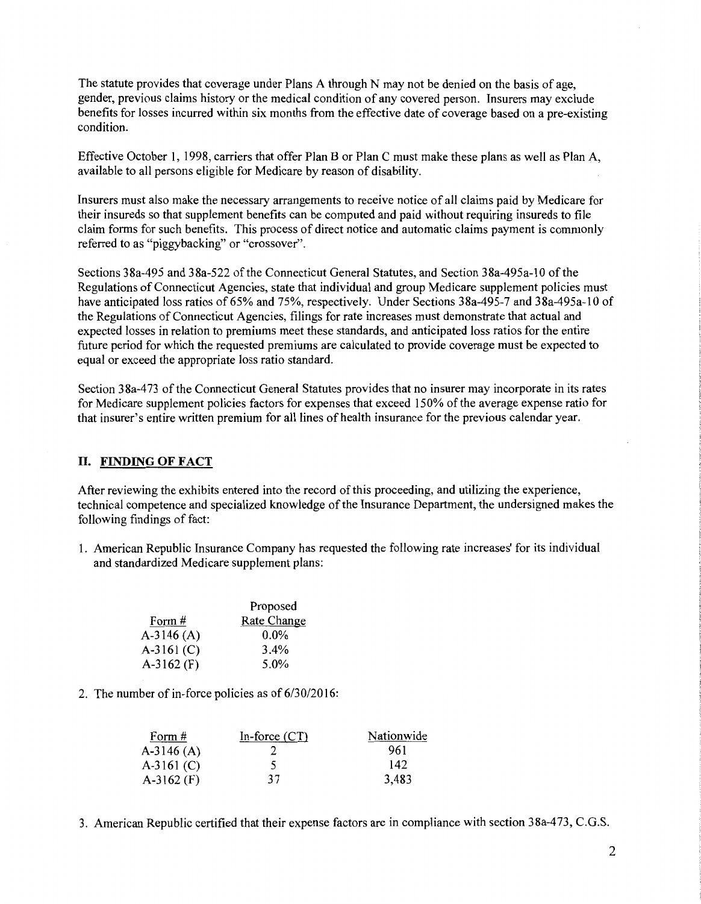The statute provides that coverage under Plans A through N may not be denied on the basis of age, gender, previous claims history or the medical condition of any covered person. Insurers may exclude benefits for losses incurred within six months from the effective date of coverage based on a pre-existing condition.

Effective October 1, 1998, carriers that offer Plan B or Plan C must make these plans as well as Plan A, available to all persons eligible for Medicare by reason of disability.

Insurers must also make the necessary arrangements to receive notice of all claims paid by Medicare for their insureds so that supplement benefits can be computed and paid without requiring insureds to file claim forms for such benefits. This process of direct notice and automatic claims payment is commonly referred to as "piggybacking" or "crossover".

Sections 38a-495 and 38a-522 of the Connecticut General Statutes, and Section 38a-495a-10 of the Regulations of Connecticut Agencies, state that individual and group Medicare supplement policies must have anticipated loss ratios of 65% and 75%, respectively. Under Sections 38a-495-7 and 38a-495a-10 of the Regulations of Connecticut Agencies, filings for rate increases must demonstrate that actual and expected losses in relation to premiums meet these standards, and anticipated loss ratios for the entire future period for which the requested premiums are calculated to provide coverage must be expected to equal or exceed the appropriate loss ratio standard.

Section 38a-473 of the Connecticut General Statutes provides that no insurer may incorporate in its rates for Medicare supplement policies factors for expenses that exceed 150% of the average expense ratio for that insurer's entire written premium for all lines of health insurance for the previous calendar year.

## II. FINDING OF FACT

After reviewing the exhibits entered into the record of this proceeding, and utilizing the experience, technical competence and specialized knowledge of the Insurance Department, the undersigned makes the following findings of fact:

1. American Republic Insurance Company has requested the following rate increases' for its individual and standardized Medicare supplement plans:

| Form # | Proposed Rate Change |
|---|---|
| A-3146 (A) | 0.0% |
| A-3161 (C) | 3.4% |
| A-3162 (F) | 5.0% |

2. The number of in-force policies as of 6/30/2016:

| Form # | In-force (CT) | Nationwide |
|---|---|---|
| A-3146 (A) | 2 | 961 |
| A-3161 (C) | 5 | 142 |
| A-3162 (F) | 37 | 3,483 |

3. American Republic certified that their expense factors are in compliance with section 38a-473, C.G.S.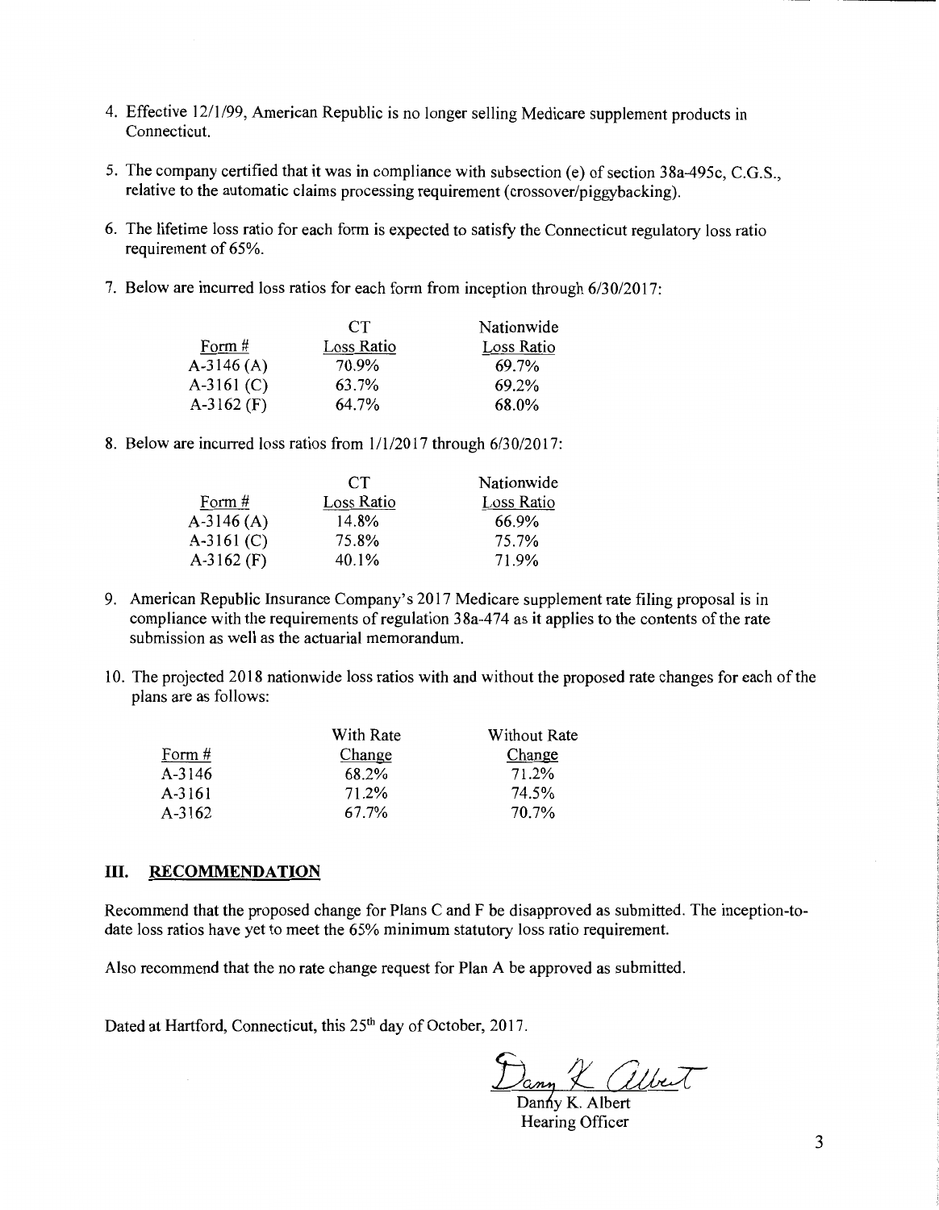4. Effective 12/1/99, American Republic is no longer selling Medicare supplement products in Connecticut.

5. The company certified that it was in compliance with subsection (e) of section 38a-495c, C.G.S., relative to the automatic claims processing requirement (crossover/piggybacking).

6. The lifetime loss ratio for each form is expected to satisfy the Connecticut regulatory loss ratio requirement of 65%.

7. Below are incurred loss ratios for each form from inception through 6/30/2017:

| Form # | CT Loss Ratio | Nationwide Loss Ratio |
|---|---|---|
| A-3146 (A) | 70.9% | 69.7% |
| A-3161 (C) | 63.7% | 69.2% |
| A-3162 (F) | 64.7% | 68.0% |

8. Below are incurred loss ratios from 1/1/2017 through 6/30/2017:

| Form # | CT Loss Ratio | Nationwide Loss Ratio |
|---|---|---|
| A-3146 (A) | 14.8% | 66.9% |
| A-3161 (C) | 75.8% | 75.7% |
| A-3162 (F) | 40.1% | 71.9% |

9. American Republic Insurance Company's 2017 Medicare supplement rate filing proposal is in compliance with the requirements of regulation 38a-474 as it applies to the contents of the rate submission as well as the actuarial memorandum.

10. The projected 2018 nationwide loss ratios with and without the proposed rate changes for each of the plans are as follows:

| Form # | With Rate Change | Without Rate Change |
|---|---|---|
| A-3146 | 68.2% | 71.2% |
| A-3161 | 71.2% | 74.5% |
| A-3162 | 67.7% | 70.7% |

## III. RECOMMENDATION

Recommend that the proposed change for Plans C and F be disapproved as submitted. The inception-to-date loss ratios have yet to meet the 65% minimum statutory loss ratio requirement.

Also recommend that the no rate change request for Plan A be approved as submitted.

Dated at Hartford, Connecticut, this 25th day of October, 2017.

Danny K. Albert
Hearing Officer